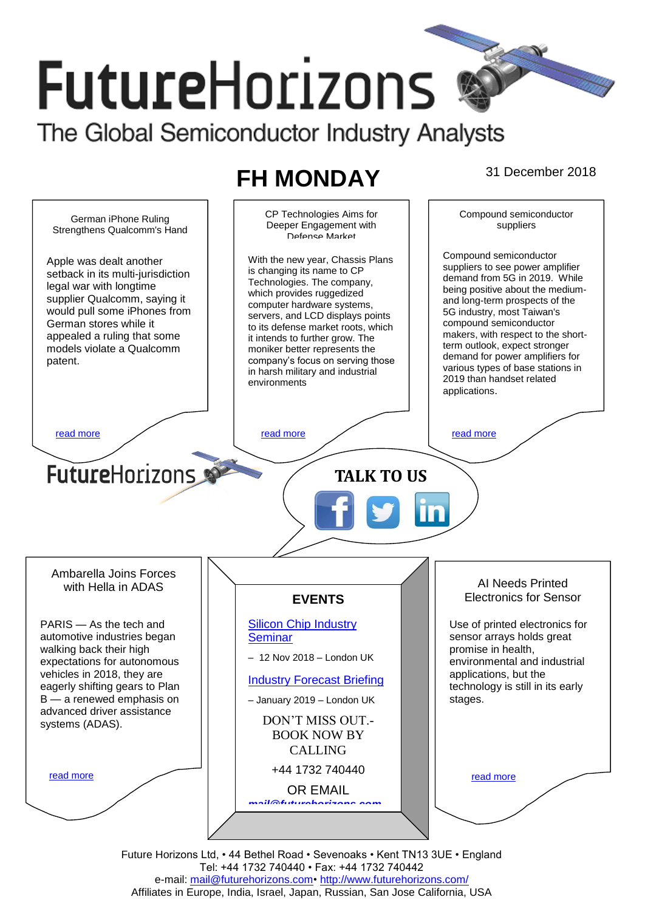# FutureHorizons

The Global Semiconductor Industry Analysts

## FH MONDAY

31 December 2018

### German iPhone Ruling Strengthens Qualcomm's Hand

Apple was dealt another setback in its multi-jurisdiction legal war with longtime supplier Qualcomm, saying it would pull some iPhones from German stores while it appealed a ruling that some models violate a Qualcomm patent.

read more

### CP Technologies Aims for Deeper Engagement with Defense Market

With the new year, Chassis Plans is changing its name to CP Technologies. The company, which provides ruggedized computer hardware systems, servers, and LCD displays points to its defense market roots, which it intends to further grow. The moniker better represents the company's focus on serving those in harsh military and industrial environments

read more

### Compound semiconductor suppliers

Compound semiconductor suppliers to see power amplifier demand from 5G in 2019. While being positive about the medium- and long-term prospects of the 5G industry, most Taiwan's compound semiconductor makers, with respect to the short-term outlook, expect stronger demand for power amplifiers for various types of base stations in 2019 than handset related applications.

read more

FutureHorizons

**TALK TO US**

### Ambarella Joins Forces with Hella in ADAS

PARIS — As the tech and automotive industries began walking back their high expectations for autonomous vehicles in 2018, they are eagerly shifting gears to Plan B — a renewed emphasis on advanced driver assistance systems (ADAS).

read more

### EVENTS

Silicon Chip Industry Seminar

– 12 Nov 2018 – London UK

Industry Forecast Briefing

– January 2019 – London UK

DON'T MISS OUT.- BOOK NOW BY CALLING

+44 1732 740440

OR EMAIL

mail@futurehorizons.com

### AI Needs Printed Electronics for Sensor

Use of printed electronics for sensor arrays holds great promise in health, environmental and industrial applications, but the technology is still in its early stages.

read more

Future Horizons Ltd, • 44 Bethel Road • Sevenoaks • Kent TN13 3UE • England
Tel: +44 1732 740440 • Fax: +44 1732 740442
e-mail: mail@futurehorizons.com• http://www.futurehorizons.com/
Affiliates in Europe, India, Israel, Japan, Russian, San Jose California, USA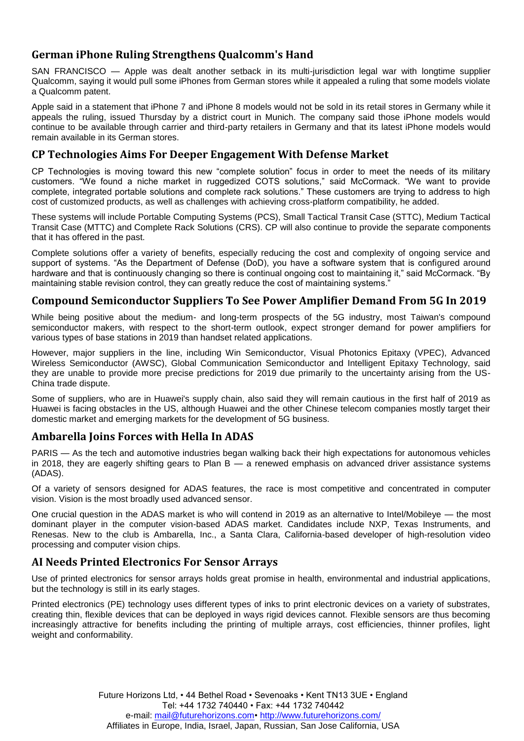## German iPhone Ruling Strengthens Qualcomm's Hand

SAN FRANCISCO — Apple was dealt another setback in its multi-jurisdiction legal war with longtime supplier Qualcomm, saying it would pull some iPhones from German stores while it appealed a ruling that some models violate a Qualcomm patent.

Apple said in a statement that iPhone 7 and iPhone 8 models would not be sold in its retail stores in Germany while it appeals the ruling, issued Thursday by a district court in Munich. The company said those iPhone models would continue to be available through carrier and third-party retailers in Germany and that its latest iPhone models would remain available in its German stores.

## CP Technologies Aims For Deeper Engagement With Defense Market

CP Technologies is moving toward this new "complete solution" focus in order to meet the needs of its military customers. "We found a niche market in ruggedized COTS solutions," said McCormack. "We want to provide complete, integrated portable solutions and complete rack solutions." These customers are trying to address to high cost of customized products, as well as challenges with achieving cross-platform compatibility, he added.

These systems will include Portable Computing Systems (PCS), Small Tactical Transit Case (STTC), Medium Tactical Transit Case (MTTC) and Complete Rack Solutions (CRS). CP will also continue to provide the separate components that it has offered in the past.

Complete solutions offer a variety of benefits, especially reducing the cost and complexity of ongoing service and support of systems. "As the Department of Defense (DoD), you have a software system that is configured around hardware and that is continuously changing so there is continual ongoing cost to maintaining it," said McCormack. "By maintaining stable revision control, they can greatly reduce the cost of maintaining systems."

## Compound Semiconductor Suppliers To See Power Amplifier Demand From 5G In 2019

While being positive about the medium- and long-term prospects of the 5G industry, most Taiwan's compound semiconductor makers, with respect to the short-term outlook, expect stronger demand for power amplifiers for various types of base stations in 2019 than handset related applications.

However, major suppliers in the line, including Win Semiconductor, Visual Photonics Epitaxy (VPEC), Advanced Wireless Semiconductor (AWSC), Global Communication Semiconductor and Intelligent Epitaxy Technology, said they are unable to provide more precise predictions for 2019 due primarily to the uncertainty arising from the US-China trade dispute.

Some of suppliers, who are in Huawei's supply chain, also said they will remain cautious in the first half of 2019 as Huawei is facing obstacles in the US, although Huawei and the other Chinese telecom companies mostly target their domestic market and emerging markets for the development of 5G business.

## Ambarella Joins Forces with Hella In ADAS

PARIS — As the tech and automotive industries began walking back their high expectations for autonomous vehicles in 2018, they are eagerly shifting gears to Plan B — a renewed emphasis on advanced driver assistance systems (ADAS).

Of a variety of sensors designed for ADAS features, the race is most competitive and concentrated in computer vision. Vision is the most broadly used advanced sensor.

One crucial question in the ADAS market is who will contend in 2019 as an alternative to Intel/Mobileye — the most dominant player in the computer vision-based ADAS market. Candidates include NXP, Texas Instruments, and Renesas. New to the club is Ambarella, Inc., a Santa Clara, California-based developer of high-resolution video processing and computer vision chips.

## AI Needs Printed Electronics For Sensor Arrays

Use of printed electronics for sensor arrays holds great promise in health, environmental and industrial applications, but the technology is still in its early stages.

Printed electronics (PE) technology uses different types of inks to print electronic devices on a variety of substrates, creating thin, flexible devices that can be deployed in ways rigid devices cannot. Flexible sensors are thus becoming increasingly attractive for benefits including the printing of multiple arrays, cost efficiencies, thinner profiles, light weight and conformability.

Future Horizons Ltd, • 44 Bethel Road • Sevenoaks • Kent TN13 3UE • England
Tel: +44 1732 740440 • Fax: +44 1732 740442
e-mail: mail@futurehorizons.com• http://www.futurehorizons.com/
Affiliates in Europe, India, Israel, Japan, Russian, San Jose California, USA